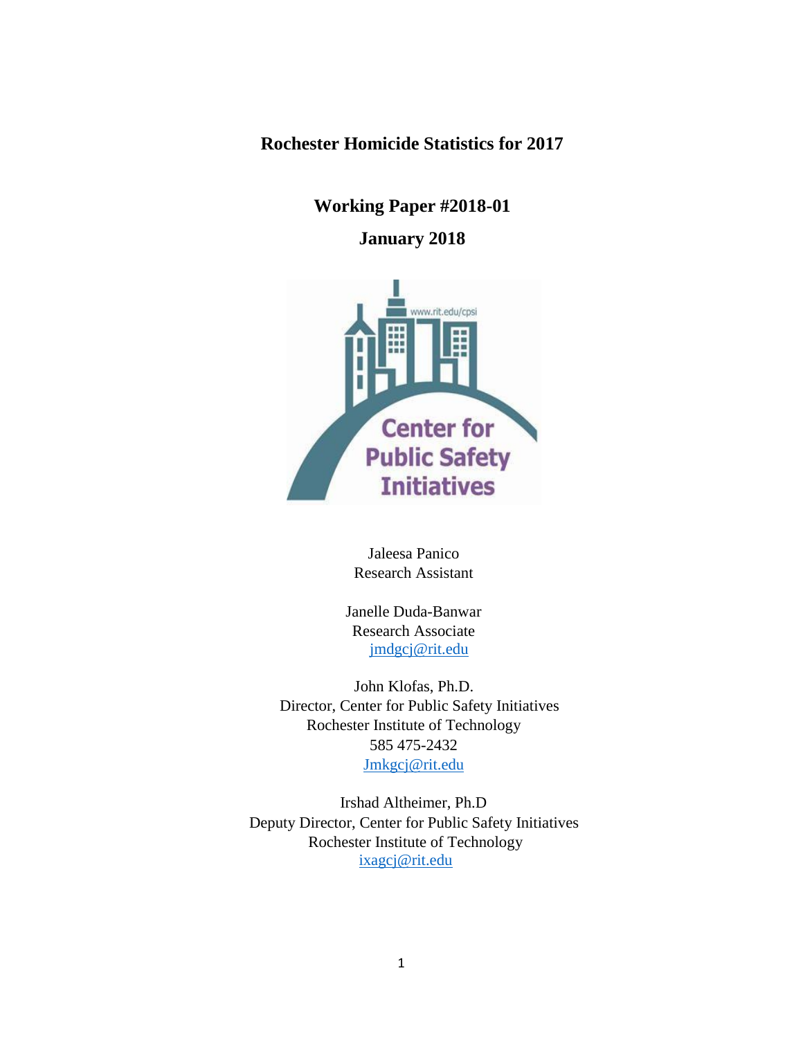# Rochester Homicide Statistics for 2017

## Working Paper #2018-01

## January 2018

Jaleesa Panico
Research Assistant

Janelle Duda-Banwar
Research Associate
jmdgcj@rit.edu

John Klofas, Ph.D.
Director, Center for Public Safety Initiatives
Rochester Institute of Technology
585 475-2432
Jmkgcj@rit.edu

Irshad Altheimer, Ph.D
Deputy Director, Center for Public Safety Initiatives
Rochester Institute of Technology
ixagcj@rit.edu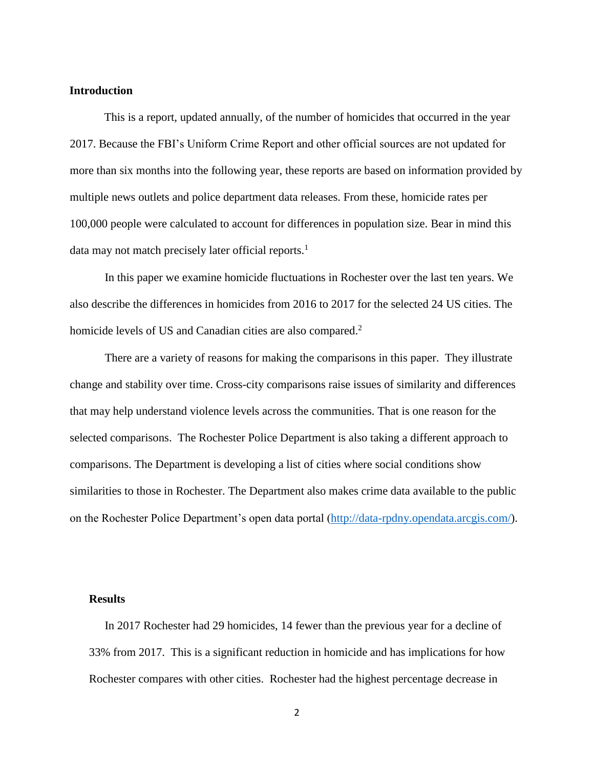**Introduction**

This is a report, updated annually, of the number of homicides that occurred in the year 2017. Because the FBI's Uniform Crime Report and other official sources are not updated for more than six months into the following year, these reports are based on information provided by multiple news outlets and police department data releases. From these, homicide rates per 100,000 people were calculated to account for differences in population size. Bear in mind this data may not match precisely later official reports.[1]

In this paper we examine homicide fluctuations in Rochester over the last ten years. We also describe the differences in homicides from 2016 to 2017 for the selected 24 US cities. The homicide levels of US and Canadian cities are also compared.[2]

There are a variety of reasons for making the comparisons in this paper. They illustrate change and stability over time. Cross-city comparisons raise issues of similarity and differences that may help understand violence levels across the communities. That is one reason for the selected comparisons. The Rochester Police Department is also taking a different approach to comparisons. The Department is developing a list of cities where social conditions show similarities to those in Rochester. The Department also makes crime data available to the public on the Rochester Police Department's open data portal (http://data-rpdny.opendata.arcgis.com/).

**Results**

In 2017 Rochester had 29 homicides, 14 fewer than the previous year for a decline of 33% from 2017. This is a significant reduction in homicide and has implications for how Rochester compares with other cities. Rochester had the highest percentage decrease in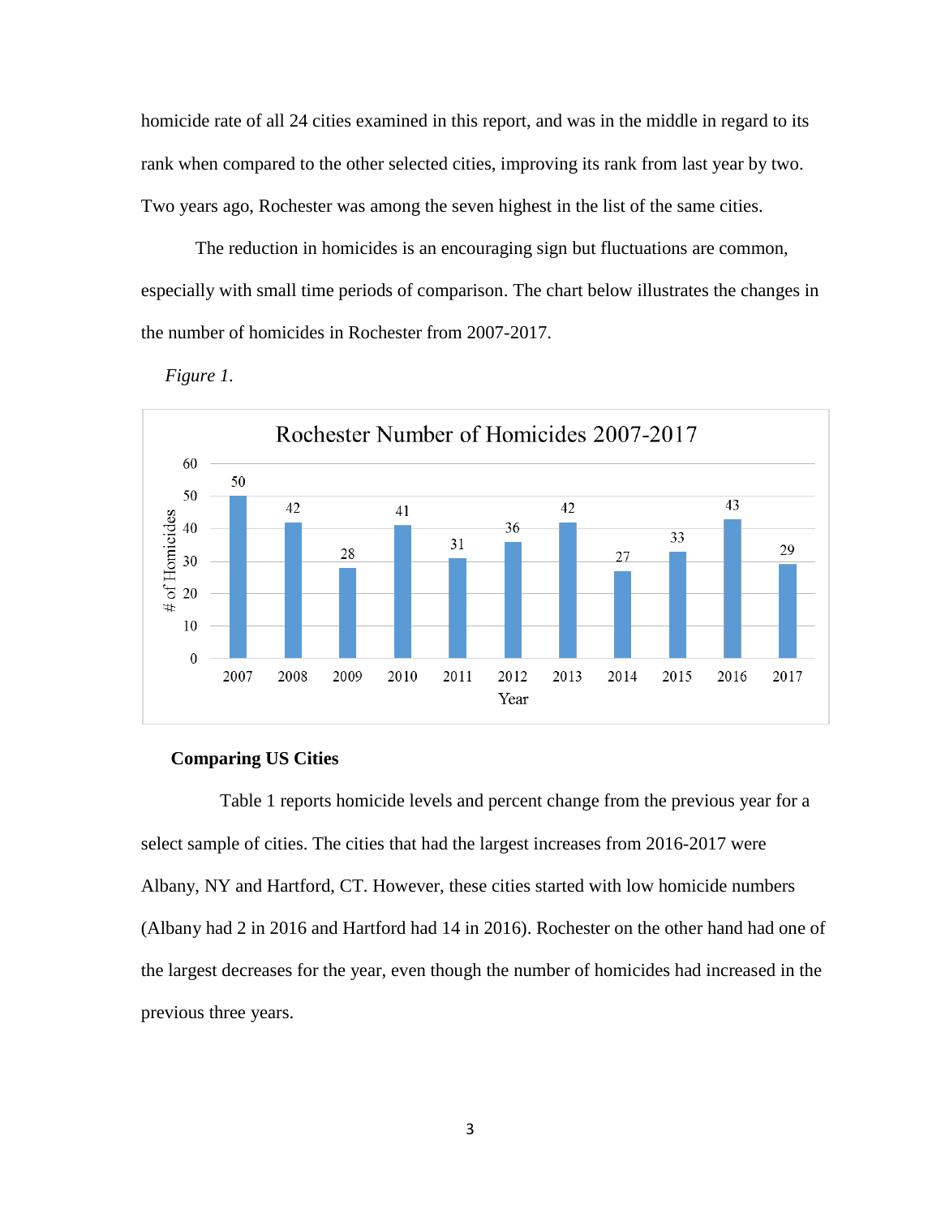homicide rate of all 24 cities examined in this report, and was in the middle in regard to its rank when compared to the other selected cities, improving its rank from last year by two. Two years ago, Rochester was among the seven highest in the list of the same cities.

The reduction in homicides is an encouraging sign but fluctuations are common, especially with small time periods of comparison. The chart below illustrates the changes in the number of homicides in Rochester from 2007-2017.

*Figure 1.*

**Rochester Number of Homicides 2007-2017**

| Year | # of Homicides |
|---|---|
| 2007 | 50 |
| 2008 | 42 |
| 2009 | 28 |
| 2010 | 41 |
| 2011 | 31 |
| 2012 | 36 |
| 2013 | 42 |
| 2014 | 27 |
| 2015 | 33 |
| 2016 | 43 |
| 2017 | 29 |

### Comparing US Cities

Table 1 reports homicide levels and percent change from the previous year for a select sample of cities. The cities that had the largest increases from 2016-2017 were Albany, NY and Hartford, CT. However, these cities started with low homicide numbers (Albany had 2 in 2016 and Hartford had 14 in 2016). Rochester on the other hand had one of the largest decreases for the year, even though the number of homicides had increased in the previous three years.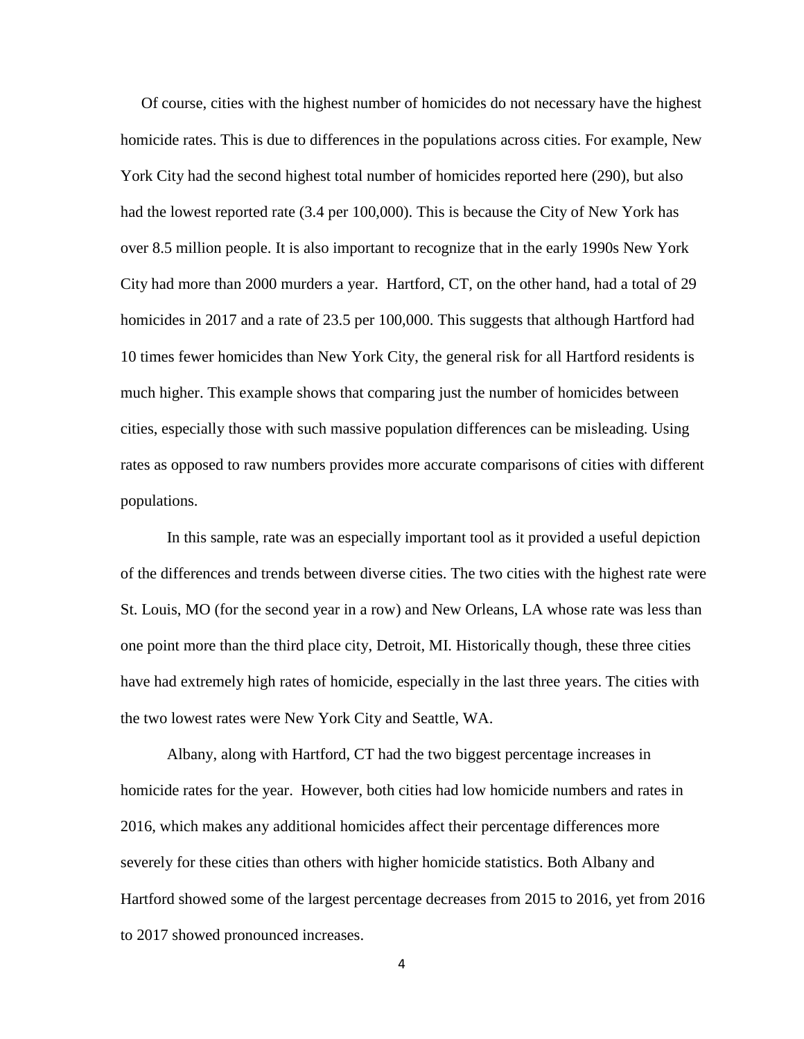Of course, cities with the highest number of homicides do not necessary have the highest homicide rates. This is due to differences in the populations across cities. For example, New York City had the second highest total number of homicides reported here (290), but also had the lowest reported rate (3.4 per 100,000). This is because the City of New York has over 8.5 million people. It is also important to recognize that in the early 1990s New York City had more than 2000 murders a year. Hartford, CT, on the other hand, had a total of 29 homicides in 2017 and a rate of 23.5 per 100,000. This suggests that although Hartford had 10 times fewer homicides than New York City, the general risk for all Hartford residents is much higher. This example shows that comparing just the number of homicides between cities, especially those with such massive population differences can be misleading. Using rates as opposed to raw numbers provides more accurate comparisons of cities with different populations.

In this sample, rate was an especially important tool as it provided a useful depiction of the differences and trends between diverse cities. The two cities with the highest rate were St. Louis, MO (for the second year in a row) and New Orleans, LA whose rate was less than one point more than the third place city, Detroit, MI. Historically though, these three cities have had extremely high rates of homicide, especially in the last three years. The cities with the two lowest rates were New York City and Seattle, WA.

Albany, along with Hartford, CT had the two biggest percentage increases in homicide rates for the year. However, both cities had low homicide numbers and rates in 2016, which makes any additional homicides affect their percentage differences more severely for these cities than others with higher homicide statistics. Both Albany and Hartford showed some of the largest percentage decreases from 2015 to 2016, yet from 2016 to 2017 showed pronounced increases.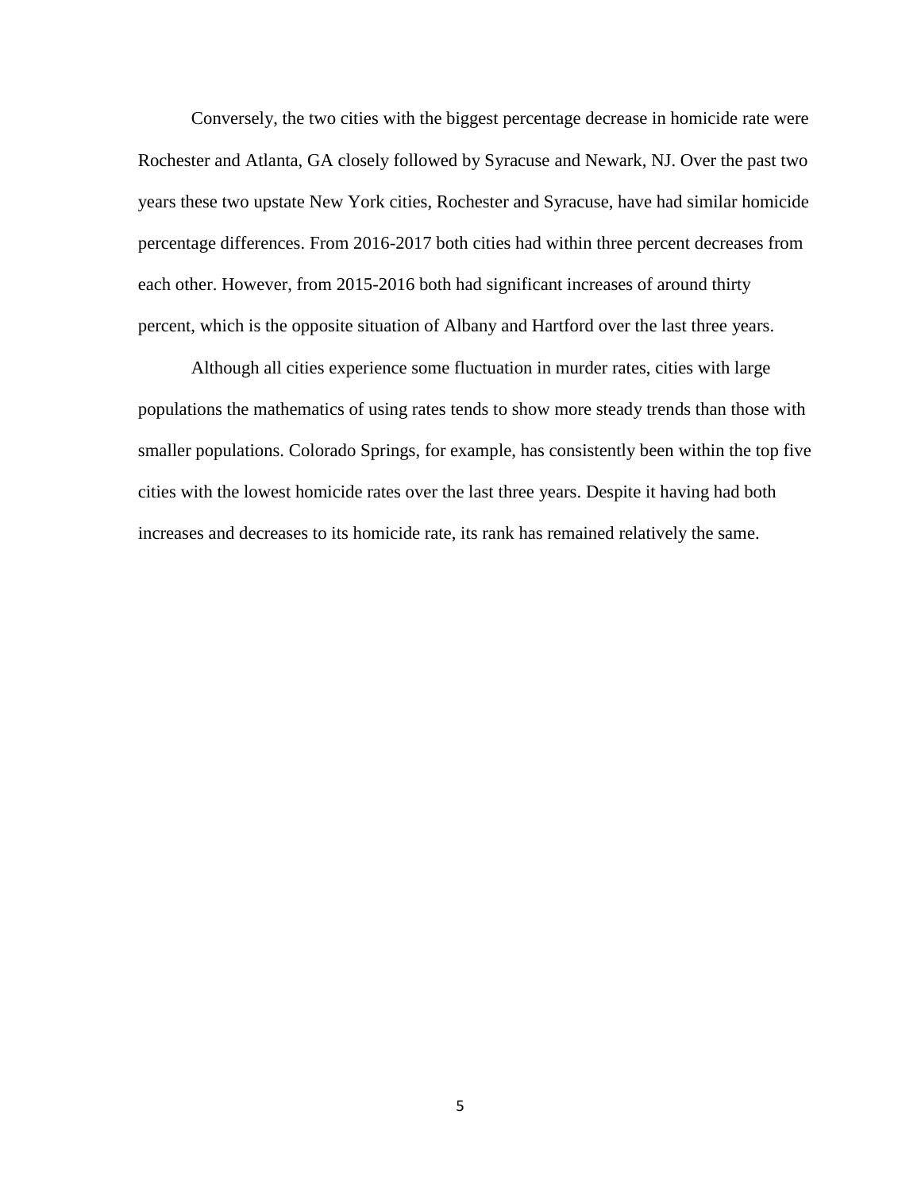Conversely, the two cities with the biggest percentage decrease in homicide rate were Rochester and Atlanta, GA closely followed by Syracuse and Newark, NJ. Over the past two years these two upstate New York cities, Rochester and Syracuse, have had similar homicide percentage differences. From 2016-2017 both cities had within three percent decreases from each other. However, from 2015-2016 both had significant increases of around thirty percent, which is the opposite situation of Albany and Hartford over the last three years.

Although all cities experience some fluctuation in murder rates, cities with large populations the mathematics of using rates tends to show more steady trends than those with smaller populations. Colorado Springs, for example, has consistently been within the top five cities with the lowest homicide rates over the last three years. Despite it having had both increases and decreases to its homicide rate, its rank has remained relatively the same.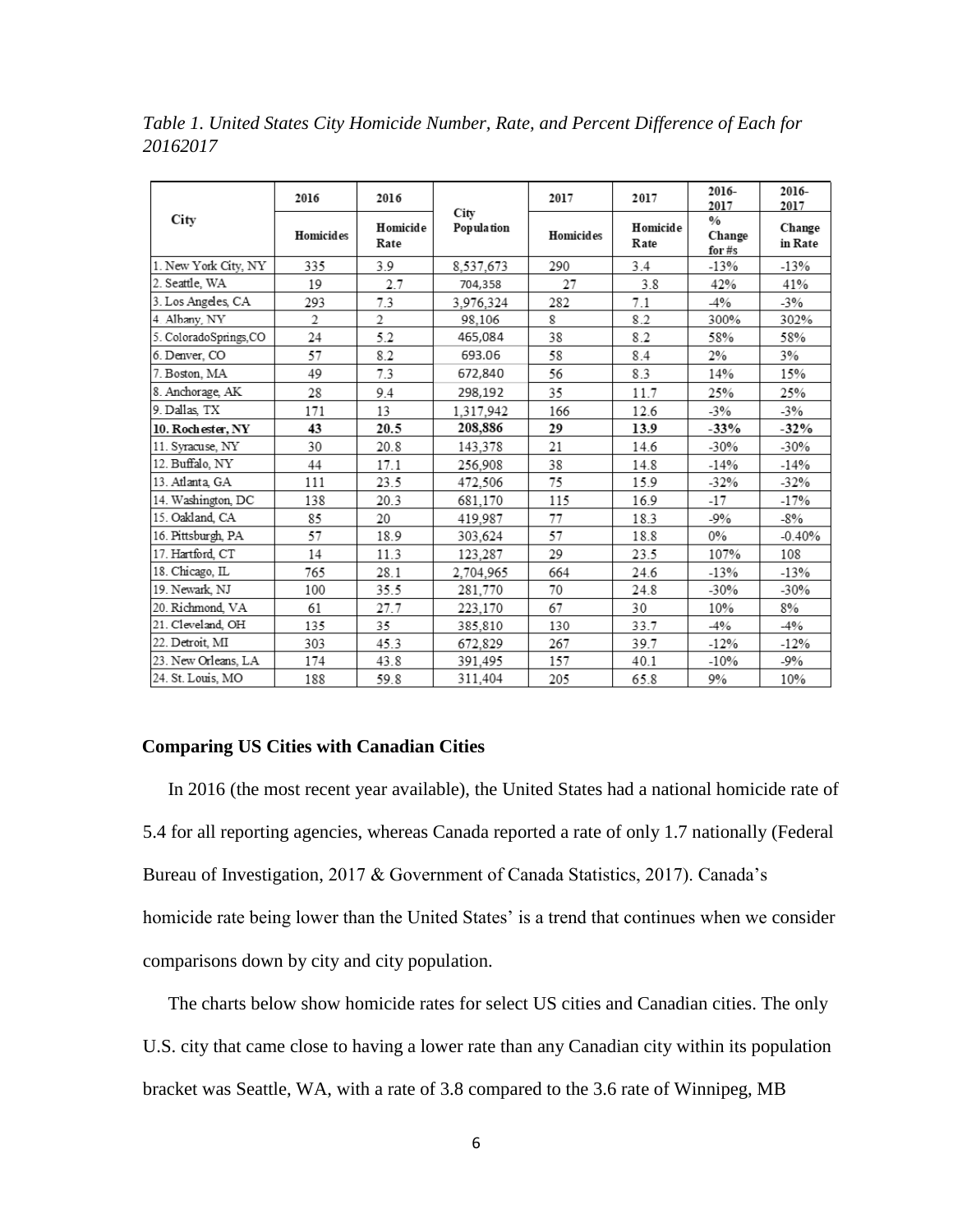*Table 1. United States City Homicide Number, Rate, and Percent Difference of Each for 20162017*

| City | 2016 | 2016 | City Population | 2017 | 2017 | 2016-2017 | 2016-2017 |
|---|---|---|---|---|---|---|---|
| | Homicides | Homicide Rate | | Homicides | Homicide Rate | % Change for #s | Change in Rate |
| 1. New York City, NY | 335 | 3.9 | 8,537,673 | 290 | 3.4 | -13% | -13% |
| 2. Seattle, WA | 19 | 2.7 | 704,358 | 27 | 3.8 | 42% | 41% |
| 3. Los Angeles, CA | 293 | 7.3 | 3,976,324 | 282 | 7.1 | -4% | -3% |
| 4. Albany, NY | 2 | 2 | 98,106 | 8 | 8.2 | 300% | 302% |
| 5. ColoradoSprings,CO | 24 | 5.2 | 465,084 | 38 | 8.2 | 58% | 58% |
| 6. Denver, CO | 57 | 8.2 | 693.06 | 58 | 8.4 | 2% | 3% |
| 7. Boston, MA | 49 | 7.3 | 672,840 | 56 | 8.3 | 14% | 15% |
| 8. Anchorage, AK | 28 | 9.4 | 298,192 | 35 | 11.7 | 25% | 25% |
| 9. Dallas, TX | 171 | 13 | 1,317,942 | 166 | 12.6 | -3% | -3% |
| **10. Rochester, NY** | **43** | **20.5** | **208,886** | **29** | **13.9** | **-33%** | **-32%** |
| 11. Syracuse, NY | 30 | 20.8 | 143,378 | 21 | 14.6 | -30% | -30% |
| 12. Buffalo, NY | 44 | 17.1 | 256,908 | 38 | 14.8 | -14% | -14% |
| 13. Atlanta, GA | 111 | 23.5 | 472,506 | 75 | 15.9 | -32% | -32% |
| 14. Washington, DC | 138 | 20.3 | 681,170 | 115 | 16.9 | -17 | -17% |
| 15. Oakland, CA | 85 | 20 | 419,987 | 77 | 18.3 | -9% | -8% |
| 16. Pittsburgh, PA | 57 | 18.9 | 303,624 | 57 | 18.8 | 0% | -0.40% |
| 17. Hartford, CT | 14 | 11.3 | 123,287 | 29 | 23.5 | 107% | 108 |
| 18. Chicago, IL | 765 | 28.1 | 2,704,965 | 664 | 24.6 | -13% | -13% |
| 19. Newark, NJ | 100 | 35.5 | 281,770 | 70 | 24.8 | -30% | -30% |
| 20. Richmond, VA | 61 | 27.7 | 223,170 | 67 | 30 | 10% | 8% |
| 21. Cleveland, OH | 135 | 35 | 385,810 | 130 | 33.7 | -4% | -4% |
| 22. Detroit, MI | 303 | 45.3 | 672,829 | 267 | 39.7 | -12% | -12% |
| 23. New Orleans, LA | 174 | 43.8 | 391,495 | 157 | 40.1 | -10% | -9% |
| 24. St. Louis, MO | 188 | 59.8 | 311,404 | 205 | 65.8 | 9% | 10% |

### Comparing US Cities with Canadian Cities

In 2016 (the most recent year available), the United States had a national homicide rate of 5.4 for all reporting agencies, whereas Canada reported a rate of only 1.7 nationally (Federal Bureau of Investigation, 2017 & Government of Canada Statistics, 2017). Canada's homicide rate being lower than the United States' is a trend that continues when we consider comparisons down by city and city population.

The charts below show homicide rates for select US cities and Canadian cities. The only U.S. city that came close to having a lower rate than any Canadian city within its population bracket was Seattle, WA, with a rate of 3.8 compared to the 3.6 rate of Winnipeg, MB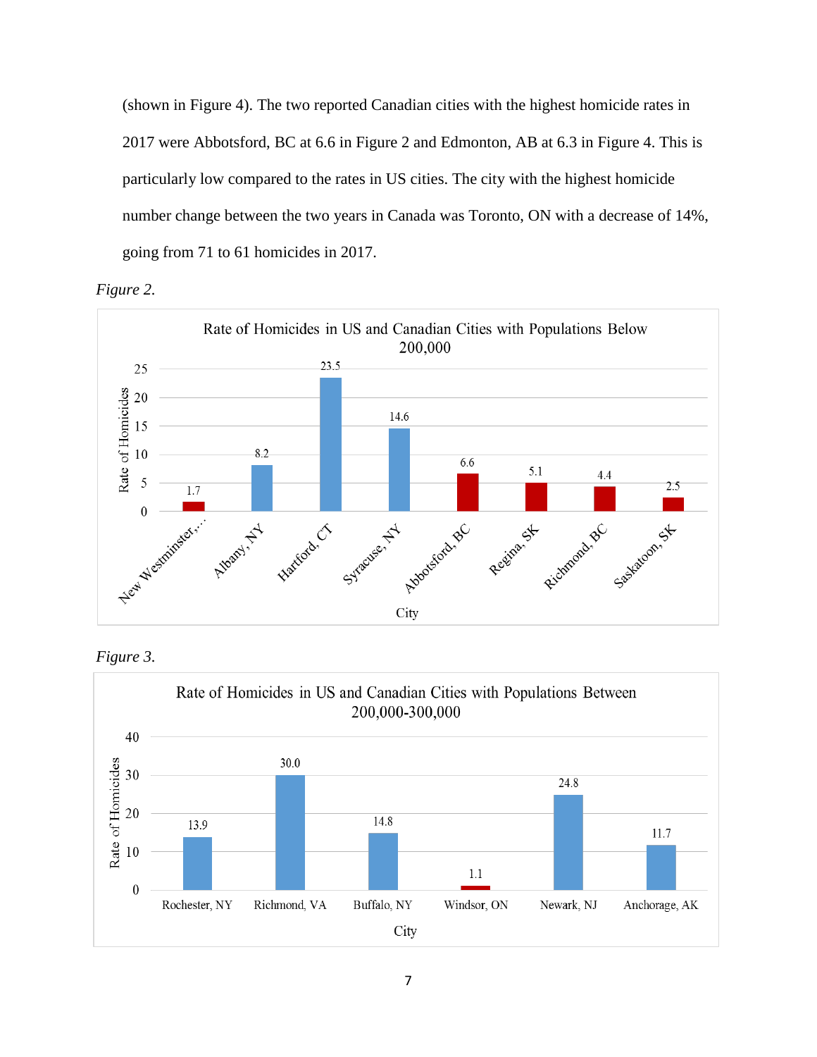(shown in Figure 4). The two reported Canadian cities with the highest homicide rates in 2017 were Abbotsford, BC at 6.6 in Figure 2 and Edmonton, AB at 6.3 in Figure 4. This is particularly low compared to the rates in US cities. The city with the highest homicide number change between the two years in Canada was Toronto, ON with a decrease of 14%, going from 71 to 61 homicides in 2017.

*Figure 2.*

**Rate of Homicides in US and Canadian Cities with Populations Below 200,000**

| City | Rate of Homicides |
|---|---|
| New Westminster,... | 1.7 |
| Albany, NY | 8.2 |
| Hartford, CT | 23.5 |
| Syracuse, NY | 14.6 |
| Abbotsford, BC | 6.6 |
| Regina, SK | 5.1 |
| Richmond, BC | 4.4 |
| Saskatoon, SK | 2.5 |

*Figure 3.*

**Rate of Homicides in US and Canadian Cities with Populations Between 200,000-300,000**

| City | Rate of Homicides |
|---|---|
| Rochester, NY | 13.9 |
| Richmond, VA | 30.0 |
| Buffalo, NY | 14.8 |
| Windsor, ON | 1.1 |
| Newark, NJ | 24.8 |
| Anchorage, AK | 11.7 |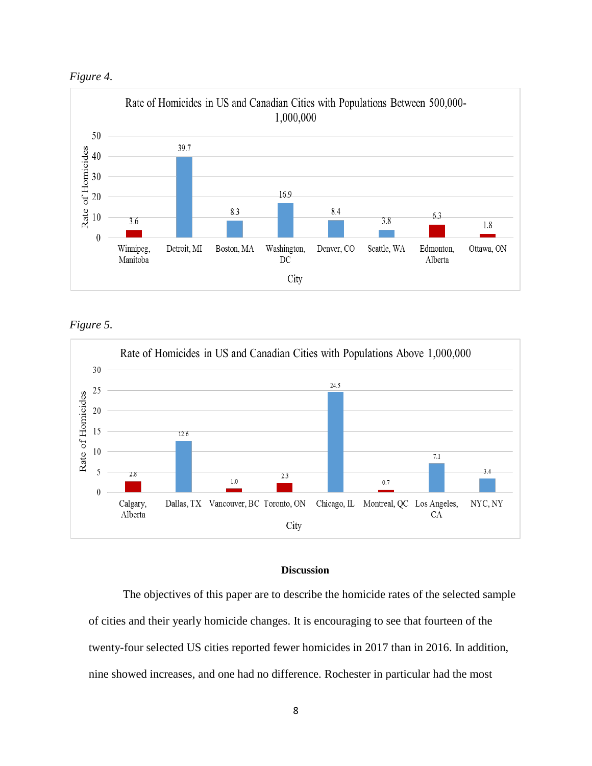*Figure 4.*

| City | Rate of Homicides |
|---|---|
| Winnipeg, Manitoba | 3.6 |
| Detroit, MI | 39.7 |
| Boston, MA | 8.3 |
| Washington, DC | 16.9 |
| Denver, CO | 8.4 |
| Seattle, WA | 3.8 |
| Edmonton, Alberta | 6.3 |
| Ottawa, ON | 1.8 |

Rate of Homicides in US and Canadian Cities with Populations Between 500,000-1,000,000

*Figure 5.*

| City | Rate of Homicides |
|---|---|
| Calgary, Alberta | 2.8 |
| Dallas, TX | 12.6 |
| Vancouver, BC | 1.0 |
| Toronto, ON | 2.3 |
| Chicago, IL | 24.5 |
| Montreal, QC | 0.7 |
| Los Angeles, CA | 7.1 |
| NYC, NY | 3.4 |

Rate of Homicides in US and Canadian Cities with Populations Above 1,000,000

**Discussion**

The objectives of this paper are to describe the homicide rates of the selected sample of cities and their yearly homicide changes. It is encouraging to see that fourteen of the twenty-four selected US cities reported fewer homicides in 2017 than in 2016. In addition, nine showed increases, and one had no difference. Rochester in particular had the most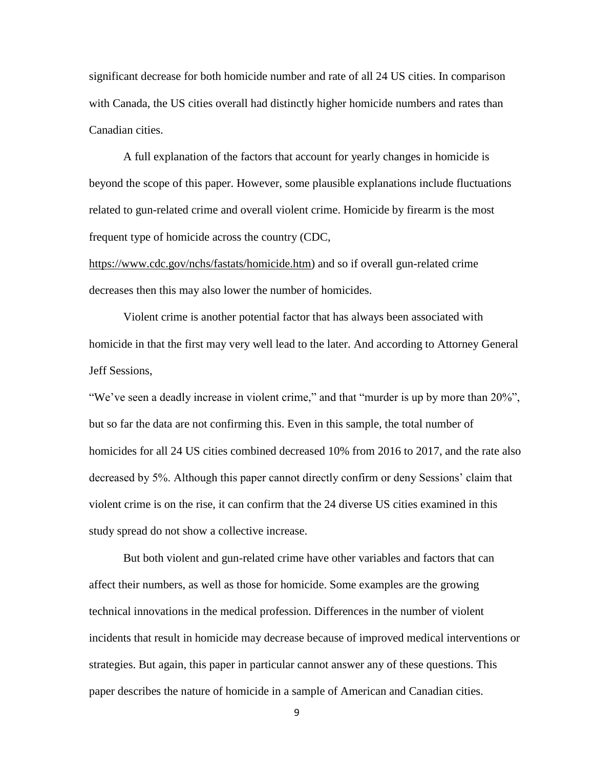significant decrease for both homicide number and rate of all 24 US cities. In comparison with Canada, the US cities overall had distinctly higher homicide numbers and rates than Canadian cities.

A full explanation of the factors that account for yearly changes in homicide is beyond the scope of this paper. However, some plausible explanations include fluctuations related to gun-related crime and overall violent crime. Homicide by firearm is the most frequent type of homicide across the country (CDC, https://www.cdc.gov/nchs/fastats/homicide.htm) and so if overall gun-related crime decreases then this may also lower the number of homicides.

Violent crime is another potential factor that has always been associated with homicide in that the first may very well lead to the later. And according to Attorney General Jeff Sessions,

"We've seen a deadly increase in violent crime," and that "murder is up by more than 20%", but so far the data are not confirming this. Even in this sample, the total number of homicides for all 24 US cities combined decreased 10% from 2016 to 2017, and the rate also decreased by 5%. Although this paper cannot directly confirm or deny Sessions' claim that violent crime is on the rise, it can confirm that the 24 diverse US cities examined in this study spread do not show a collective increase.

But both violent and gun-related crime have other variables and factors that can affect their numbers, as well as those for homicide. Some examples are the growing technical innovations in the medical profession. Differences in the number of violent incidents that result in homicide may decrease because of improved medical interventions or strategies. But again, this paper in particular cannot answer any of these questions. This paper describes the nature of homicide in a sample of American and Canadian cities.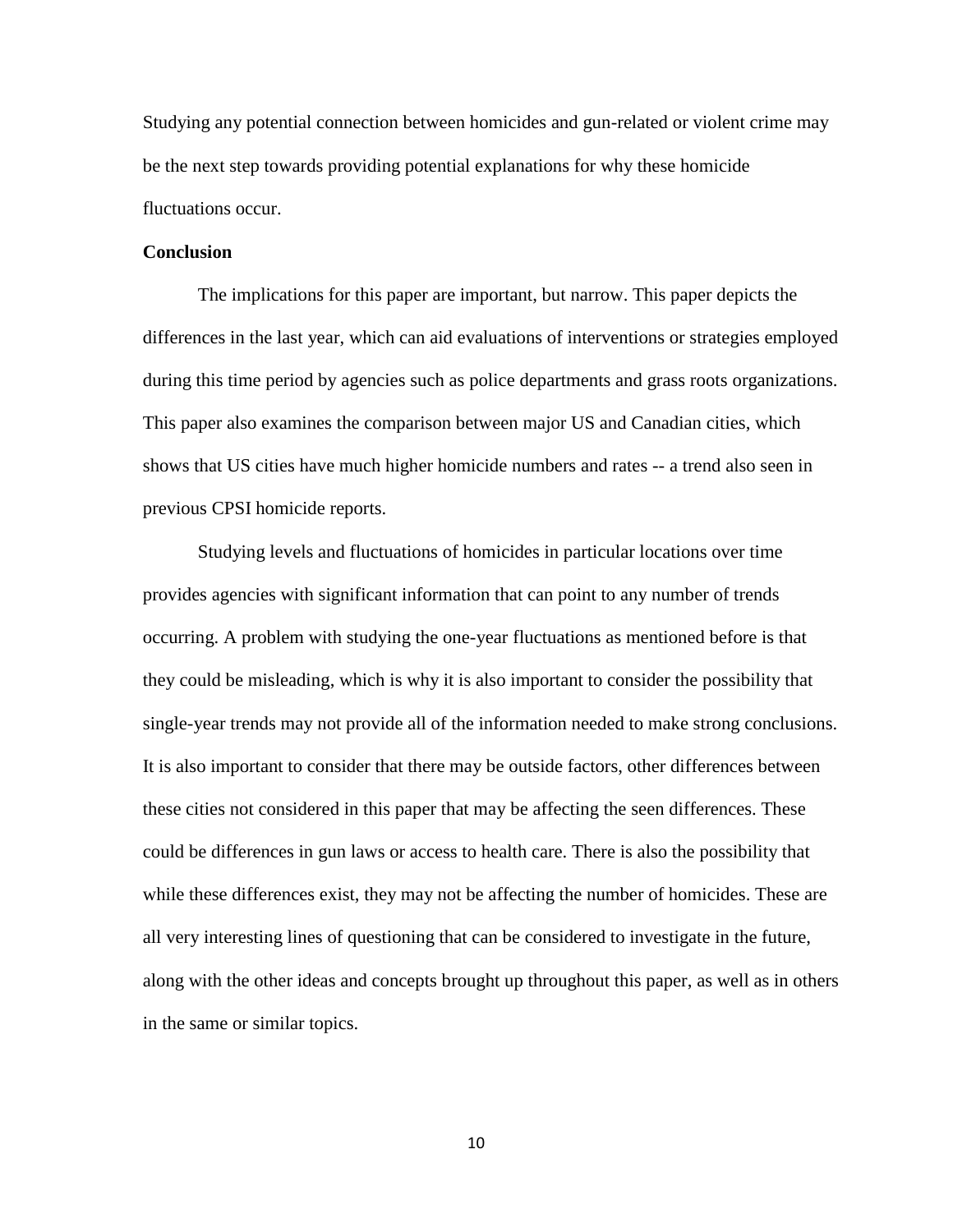Studying any potential connection between homicides and gun-related or violent crime may be the next step towards providing potential explanations for why these homicide fluctuations occur.

## Conclusion

The implications for this paper are important, but narrow. This paper depicts the differences in the last year, which can aid evaluations of interventions or strategies employed during this time period by agencies such as police departments and grass roots organizations. This paper also examines the comparison between major US and Canadian cities, which shows that US cities have much higher homicide numbers and rates -- a trend also seen in previous CPSI homicide reports.

Studying levels and fluctuations of homicides in particular locations over time provides agencies with significant information that can point to any number of trends occurring. A problem with studying the one-year fluctuations as mentioned before is that they could be misleading, which is why it is also important to consider the possibility that single-year trends may not provide all of the information needed to make strong conclusions. It is also important to consider that there may be outside factors, other differences between these cities not considered in this paper that may be affecting the seen differences. These could be differences in gun laws or access to health care. There is also the possibility that while these differences exist, they may not be affecting the number of homicides. These are all very interesting lines of questioning that can be considered to investigate in the future, along with the other ideas and concepts brought up throughout this paper, as well as in others in the same or similar topics.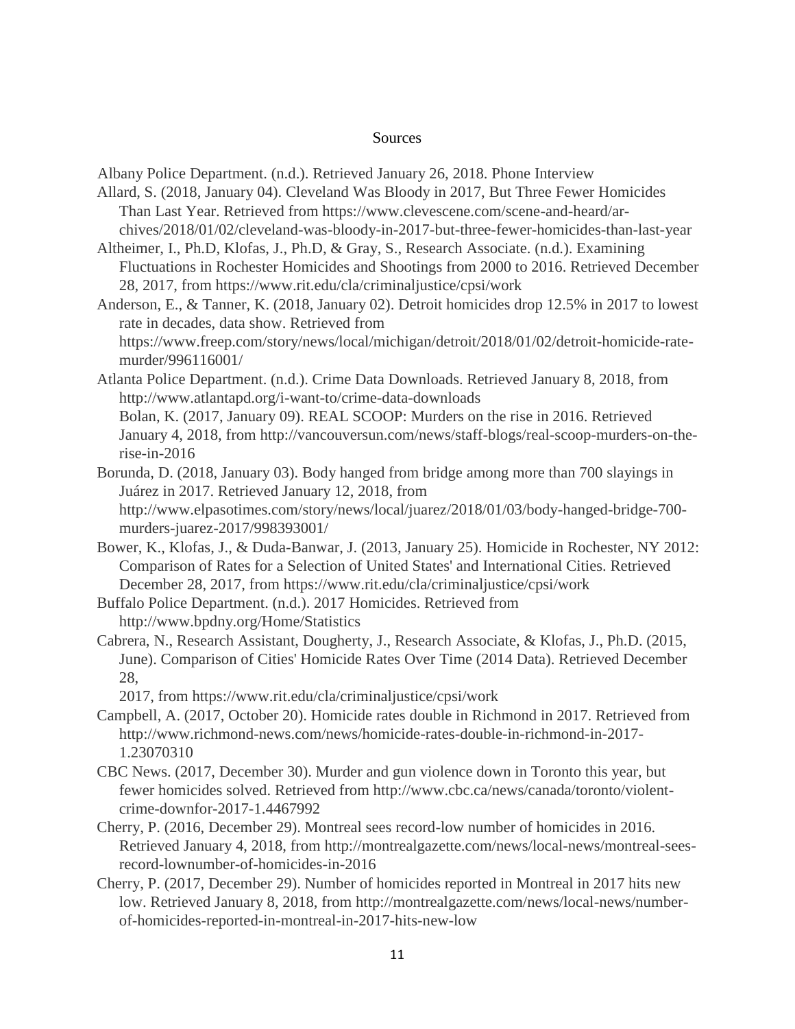# Sources

Albany Police Department. (n.d.). Retrieved January 26, 2018. Phone Interview

Allard, S. (2018, January 04). Cleveland Was Bloody in 2017, But Three Fewer Homicides Than Last Year. Retrieved from https://www.clevescene.com/scene-and-heard/archives/2018/01/02/cleveland-was-bloody-in-2017-but-three-fewer-homicides-than-last-year

Altheimer, I., Ph.D, Klofas, J., Ph.D, & Gray, S., Research Associate. (n.d.). Examining Fluctuations in Rochester Homicides and Shootings from 2000 to 2016. Retrieved December 28, 2017, from https://www.rit.edu/cla/criminaljustice/cpsi/work

Anderson, E., & Tanner, K. (2018, January 02). Detroit homicides drop 12.5% in 2017 to lowest rate in decades, data show. Retrieved from https://www.freep.com/story/news/local/michigan/detroit/2018/01/02/detroit-homicide-rate-murder/996116001/

Atlanta Police Department. (n.d.). Crime Data Downloads. Retrieved January 8, 2018, from http://www.atlantapd.org/i-want-to/crime-data-downloads
Bolan, K. (2017, January 09). REAL SCOOP: Murders on the rise in 2016. Retrieved January 4, 2018, from http://vancouversun.com/news/staff-blogs/real-scoop-murders-on-the-rise-in-2016

Borunda, D. (2018, January 03). Body hanged from bridge among more than 700 slayings in Juárez in 2017. Retrieved January 12, 2018, from http://www.elpasotimes.com/story/news/local/juarez/2018/01/03/body-hanged-bridge-700-murders-juarez-2017/998393001/

Bower, K., Klofas, J., & Duda-Banwar, J. (2013, January 25). Homicide in Rochester, NY 2012: Comparison of Rates for a Selection of United States' and International Cities. Retrieved December 28, 2017, from https://www.rit.edu/cla/criminaljustice/cpsi/work

Buffalo Police Department. (n.d.). 2017 Homicides. Retrieved from http://www.bpdny.org/Home/Statistics

Cabrera, N., Research Assistant, Dougherty, J., Research Associate, & Klofas, J., Ph.D. (2015, June). Comparison of Cities' Homicide Rates Over Time (2014 Data). Retrieved December 28,
2017, from https://www.rit.edu/cla/criminaljustice/cpsi/work

Campbell, A. (2017, October 20). Homicide rates double in Richmond in 2017. Retrieved from http://www.richmond-news.com/news/homicide-rates-double-in-richmond-in-2017-1.23070310

CBC News. (2017, December 30). Murder and gun violence down in Toronto this year, but fewer homicides solved. Retrieved from http://www.cbc.ca/news/canada/toronto/violent-crime-downfor-2017-1.4467992

Cherry, P. (2016, December 29). Montreal sees record-low number of homicides in 2016. Retrieved January 4, 2018, from http://montrealgazette.com/news/local-news/montreal-sees-record-lownumber-of-homicides-in-2016

Cherry, P. (2017, December 29). Number of homicides reported in Montreal in 2017 hits new low. Retrieved January 8, 2018, from http://montrealgazette.com/news/local-news/number-of-homicides-reported-in-montreal-in-2017-hits-new-low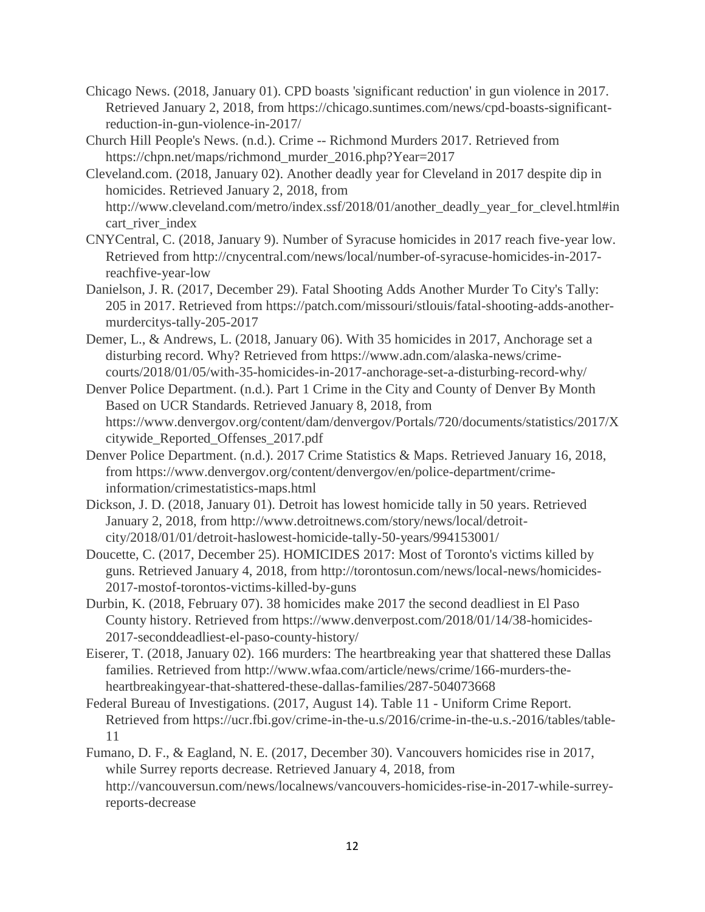Chicago News. (2018, January 01). CPD boasts 'significant reduction' in gun violence in 2017. Retrieved January 2, 2018, from https://chicago.suntimes.com/news/cpd-boasts-significant-reduction-in-gun-violence-in-2017/

Church Hill People's News. (n.d.). Crime -- Richmond Murders 2017. Retrieved from https://chpn.net/maps/richmond_murder_2016.php?Year=2017

Cleveland.com. (2018, January 02). Another deadly year for Cleveland in 2017 despite dip in homicides. Retrieved January 2, 2018, from http://www.cleveland.com/metro/index.ssf/2018/01/another_deadly_year_for_clevel.html#incart_river_index

CNYCentral, C. (2018, January 9). Number of Syracuse homicides in 2017 reach five-year low. Retrieved from http://cnycentral.com/news/local/number-of-syracuse-homicides-in-2017-reachfive-year-low

Danielson, J. R. (2017, December 29). Fatal Shooting Adds Another Murder To City's Tally: 205 in 2017. Retrieved from https://patch.com/missouri/stlouis/fatal-shooting-adds-another-murdercitys-tally-205-2017

Demer, L., & Andrews, L. (2018, January 06). With 35 homicides in 2017, Anchorage set a disturbing record. Why? Retrieved from https://www.adn.com/alaska-news/crime-courts/2018/01/05/with-35-homicides-in-2017-anchorage-set-a-disturbing-record-why/

Denver Police Department. (n.d.). Part 1 Crime in the City and County of Denver By Month Based on UCR Standards. Retrieved January 8, 2018, from https://www.denvergov.org/content/dam/denvergov/Portals/720/documents/statistics/2017/Xcitywide_Reported_Offenses_2017.pdf

Denver Police Department. (n.d.). 2017 Crime Statistics & Maps. Retrieved January 16, 2018, from https://www.denvergov.org/content/denvergov/en/police-department/crime-information/crimestatistics-maps.html

Dickson, J. D. (2018, January 01). Detroit has lowest homicide tally in 50 years. Retrieved January 2, 2018, from http://www.detroitnews.com/story/news/local/detroit-city/2018/01/01/detroit-haslowest-homicide-tally-50-years/994153001/

Doucette, C. (2017, December 25). HOMICIDES 2017: Most of Toronto's victims killed by guns. Retrieved January 4, 2018, from http://torontosun.com/news/local-news/homicides-2017-mostof-torontos-victims-killed-by-guns

Durbin, K. (2018, February 07). 38 homicides make 2017 the second deadliest in El Paso County history. Retrieved from https://www.denverpost.com/2018/01/14/38-homicides-2017-seconddeadliest-el-paso-county-history/

Eiserer, T. (2018, January 02). 166 murders: The heartbreaking year that shattered these Dallas families. Retrieved from http://www.wfaa.com/article/news/crime/166-murders-the-heartbreakingyear-that-shattered-these-dallas-families/287-504073668

Federal Bureau of Investigations. (2017, August 14). Table 11 - Uniform Crime Report. Retrieved from https://ucr.fbi.gov/crime-in-the-u.s/2016/crime-in-the-u.s.-2016/tables/table-11

Fumano, D. F., & Eagland, N. E. (2017, December 30). Vancouvers homicides rise in 2017, while Surrey reports decrease. Retrieved January 4, 2018, from http://vancouversun.com/news/localnews/vancouvers-homicides-rise-in-2017-while-surrey-reports-decrease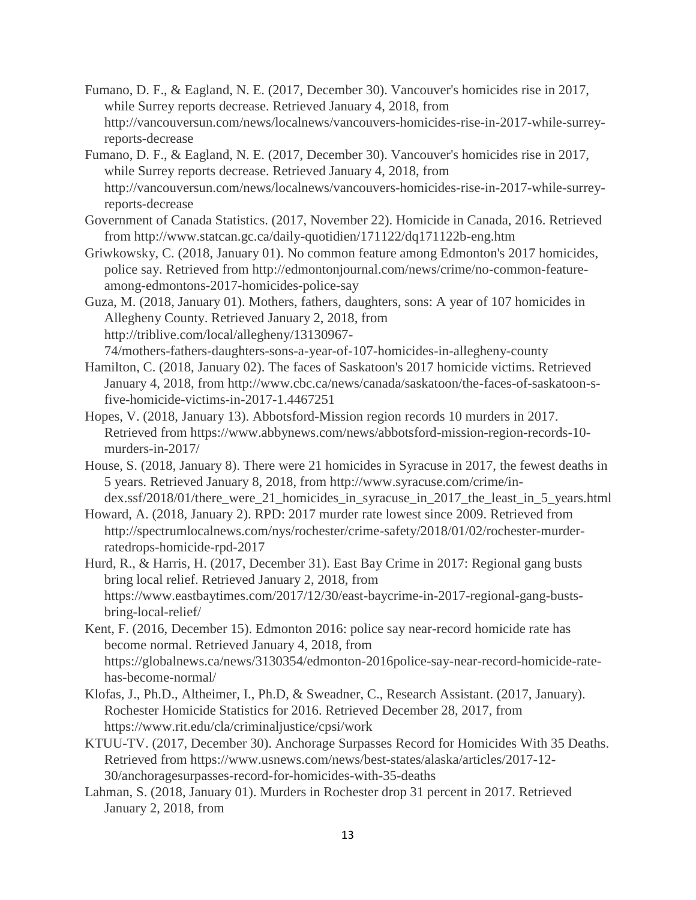Fumano, D. F., & Eagland, N. E. (2017, December 30). Vancouver's homicides rise in 2017, while Surrey reports decrease. Retrieved January 4, 2018, from http://vancouversun.com/news/localnews/vancouvers-homicides-rise-in-2017-while-surrey-reports-decrease

Fumano, D. F., & Eagland, N. E. (2017, December 30). Vancouver's homicides rise in 2017, while Surrey reports decrease. Retrieved January 4, 2018, from http://vancouversun.com/news/localnews/vancouvers-homicides-rise-in-2017-while-surrey-reports-decrease

Government of Canada Statistics. (2017, November 22). Homicide in Canada, 2016. Retrieved from http://www.statcan.gc.ca/daily-quotidien/171122/dq171122b-eng.htm

Griwkowsky, C. (2018, January 01). No common feature among Edmonton's 2017 homicides, police say. Retrieved from http://edmontonjournal.com/news/crime/no-common-feature-among-edmontons-2017-homicides-police-say

Guza, M. (2018, January 01). Mothers, fathers, daughters, sons: A year of 107 homicides in Allegheny County. Retrieved January 2, 2018, from http://triblive.com/local/allegheny/13130967-74/mothers-fathers-daughters-sons-a-year-of-107-homicides-in-allegheny-county

Hamilton, C. (2018, January 02). The faces of Saskatoon's 2017 homicide victims. Retrieved January 4, 2018, from http://www.cbc.ca/news/canada/saskatoon/the-faces-of-saskatoon-s-five-homicide-victims-in-2017-1.4467251

Hopes, V. (2018, January 13). Abbotsford-Mission region records 10 murders in 2017. Retrieved from https://www.abbynews.com/news/abbotsford-mission-region-records-10-murders-in-2017/

House, S. (2018, January 8). There were 21 homicides in Syracuse in 2017, the fewest deaths in 5 years. Retrieved January 8, 2018, from http://www.syracuse.com/crime/index.ssf/2018/01/there_were_21_homicides_in_syracuse_in_2017_the_least_in_5_years.html

Howard, A. (2018, January 2). RPD: 2017 murder rate lowest since 2009. Retrieved from http://spectrumlocalnews.com/nys/rochester/crime-safety/2018/01/02/rochester-murder-ratedrops-homicide-rpd-2017

Hurd, R., & Harris, H. (2017, December 31). East Bay Crime in 2017: Regional gang busts bring local relief. Retrieved January 2, 2018, from https://www.eastbaytimes.com/2017/12/30/east-baycrime-in-2017-regional-gang-busts-bring-local-relief/

Kent, F. (2016, December 15). Edmonton 2016: police say near-record homicide rate has become normal. Retrieved January 4, 2018, from https://globalnews.ca/news/3130354/edmonton-2016police-say-near-record-homicide-rate-has-become-normal/

Klofas, J., Ph.D., Altheimer, I., Ph.D, & Sweadner, C., Research Assistant. (2017, January). Rochester Homicide Statistics for 2016. Retrieved December 28, 2017, from https://www.rit.edu/cla/criminaljustice/cpsi/work

KTUU-TV. (2017, December 30). Anchorage Surpasses Record for Homicides With 35 Deaths. Retrieved from https://www.usnews.com/news/best-states/alaska/articles/2017-12-30/anchoragesurpasses-record-for-homicides-with-35-deaths

Lahman, S. (2018, January 01). Murders in Rochester drop 31 percent in 2017. Retrieved January 2, 2018, from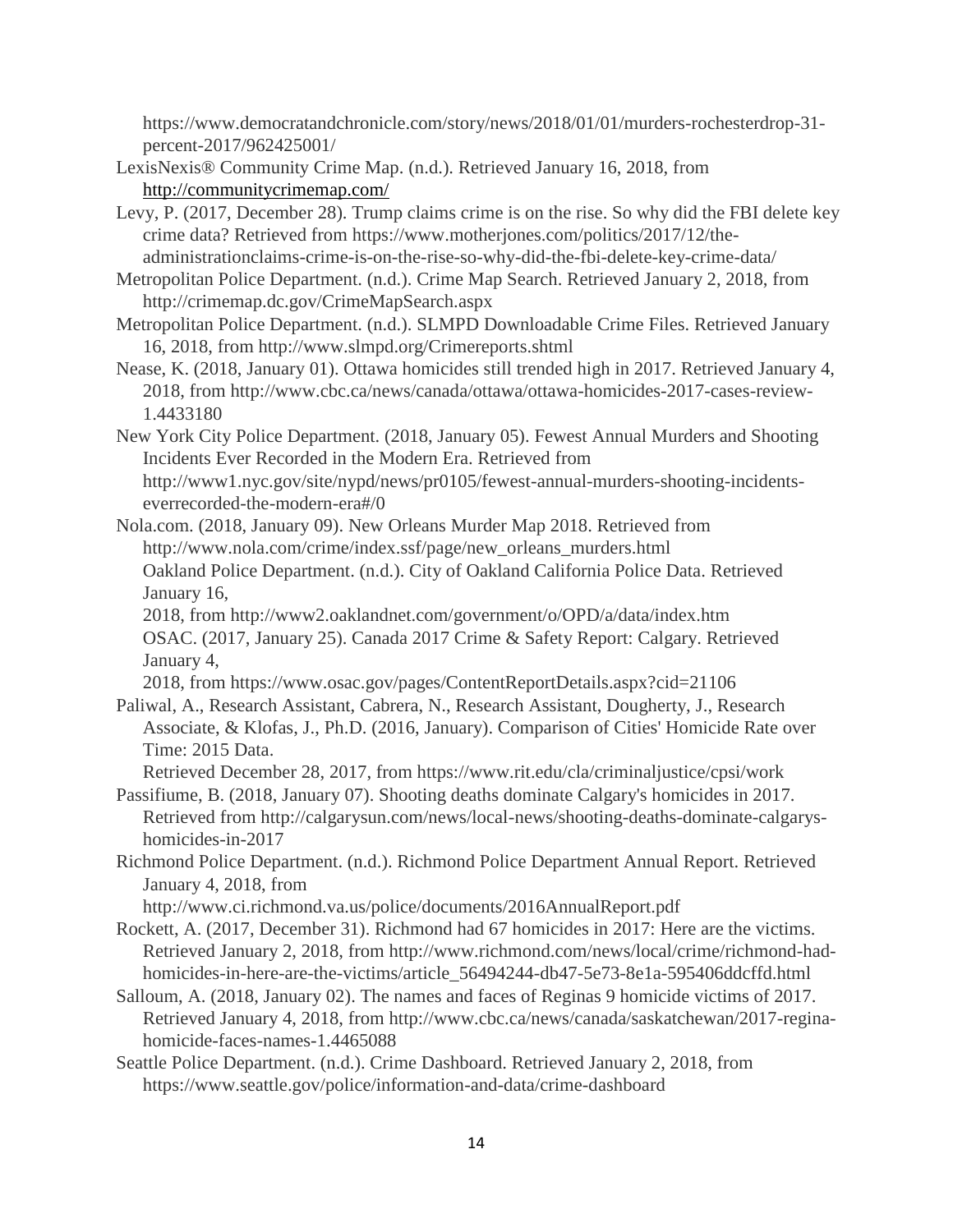https://www.democratandchronicle.com/story/news/2018/01/01/murders-rochesterdrop-31-percent-2017/962425001/

LexisNexis® Community Crime Map. (n.d.). Retrieved January 16, 2018, from http://communitycrimemap.com/

Levy, P. (2017, December 28). Trump claims crime is on the rise. So why did the FBI delete key crime data? Retrieved from https://www.motherjones.com/politics/2017/12/the-administrationclaims-crime-is-on-the-rise-so-why-did-the-fbi-delete-key-crime-data/

Metropolitan Police Department. (n.d.). Crime Map Search. Retrieved January 2, 2018, from http://crimemap.dc.gov/CrimeMapSearch.aspx

Metropolitan Police Department. (n.d.). SLMPD Downloadable Crime Files. Retrieved January 16, 2018, from http://www.slmpd.org/Crimereports.shtml

Nease, K. (2018, January 01). Ottawa homicides still trended high in 2017. Retrieved January 4, 2018, from http://www.cbc.ca/news/canada/ottawa/ottawa-homicides-2017-cases-review-1.4433180

New York City Police Department. (2018, January 05). Fewest Annual Murders and Shooting Incidents Ever Recorded in the Modern Era. Retrieved from http://www1.nyc.gov/site/nypd/news/pr0105/fewest-annual-murders-shooting-incidents-everrecorded-the-modern-era#/0

Nola.com. (2018, January 09). New Orleans Murder Map 2018. Retrieved from http://www.nola.com/crime/index.ssf/page/new_orleans_murders.html

Oakland Police Department. (n.d.). City of Oakland California Police Data. Retrieved January 16, 2018, from http://www2.oaklandnet.com/government/o/OPD/a/data/index.htm

OSAC. (2017, January 25). Canada 2017 Crime & Safety Report: Calgary. Retrieved January 4, 2018, from https://www.osac.gov/pages/ContentReportDetails.aspx?cid=21106

Paliwal, A., Research Assistant, Cabrera, N., Research Assistant, Dougherty, J., Research Associate, & Klofas, J., Ph.D. (2016, January). Comparison of Cities' Homicide Rate over Time: 2015 Data. Retrieved December 28, 2017, from https://www.rit.edu/cla/criminaljustice/cpsi/work

Passifiume, B. (2018, January 07). Shooting deaths dominate Calgary's homicides in 2017. Retrieved from http://calgarysun.com/news/local-news/shooting-deaths-dominate-calgarys-homicides-in-2017

Richmond Police Department. (n.d.). Richmond Police Department Annual Report. Retrieved January 4, 2018, from http://www.ci.richmond.va.us/police/documents/2016AnnualReport.pdf

Rockett, A. (2017, December 31). Richmond had 67 homicides in 2017: Here are the victims. Retrieved January 2, 2018, from http://www.richmond.com/news/local/crime/richmond-had-homicides-in-here-are-the-victims/article_56494244-db47-5e73-8e1a-595406ddcffd.html

Salloum, A. (2018, January 02). The names and faces of Reginas 9 homicide victims of 2017. Retrieved January 4, 2018, from http://www.cbc.ca/news/canada/saskatchewan/2017-regina-homicide-faces-names-1.4465088

Seattle Police Department. (n.d.). Crime Dashboard. Retrieved January 2, 2018, from https://www.seattle.gov/police/information-and-data/crime-dashboard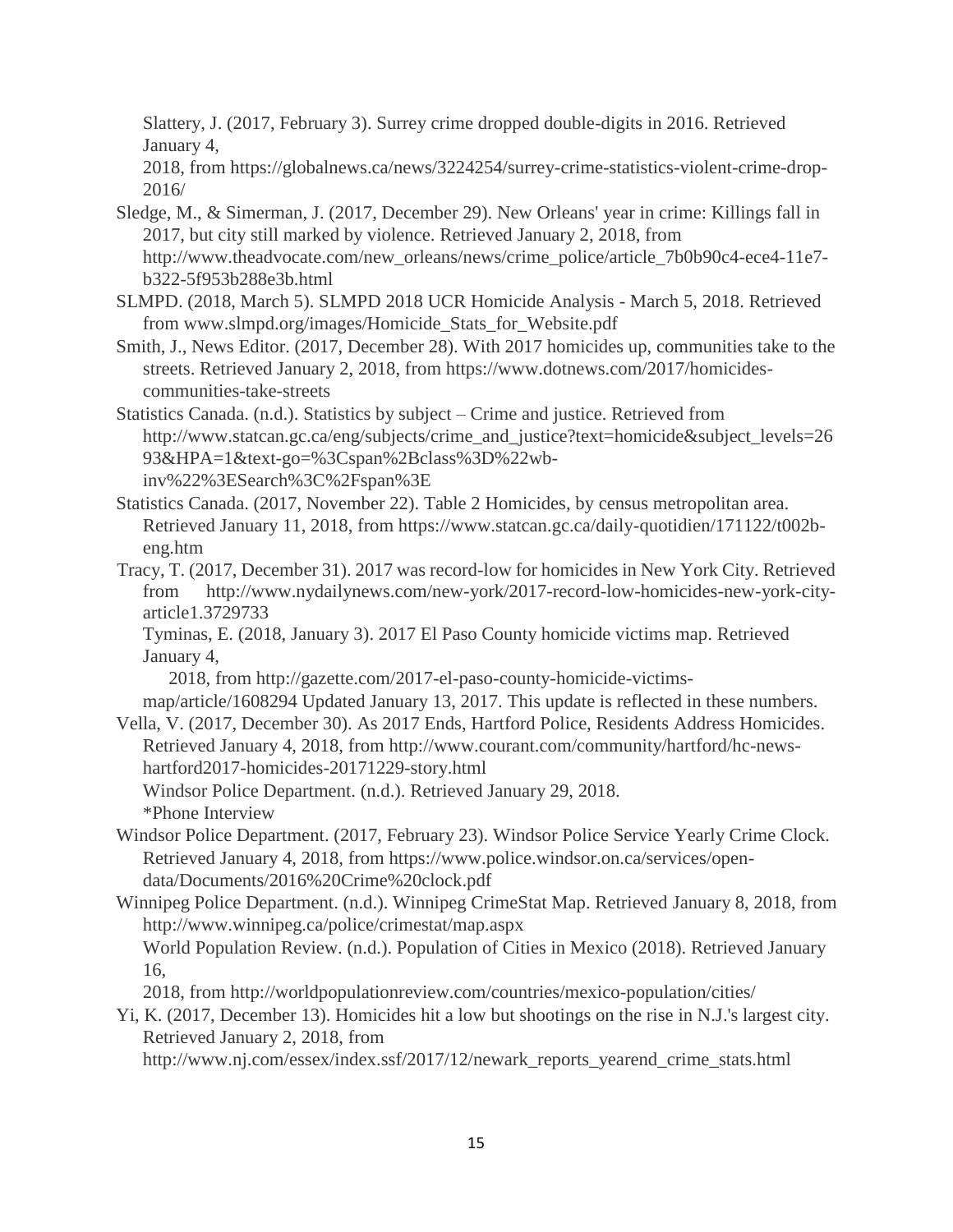Slattery, J. (2017, February 3). Surrey crime dropped double-digits in 2016. Retrieved January 4, 2018, from https://globalnews.ca/news/3224254/surrey-crime-statistics-violent-crime-drop-2016/

Sledge, M., & Simerman, J. (2017, December 29). New Orleans' year in crime: Killings fall in 2017, but city still marked by violence. Retrieved January 2, 2018, from http://www.theadvocate.com/new_orleans/news/crime_police/article_7b0b90c4-ece4-11e7-b322-5f953b288e3b.html

SLMPD. (2018, March 5). SLMPD 2018 UCR Homicide Analysis - March 5, 2018. Retrieved from www.slmpd.org/images/Homicide_Stats_for_Website.pdf

Smith, J., News Editor. (2017, December 28). With 2017 homicides up, communities take to the streets. Retrieved January 2, 2018, from https://www.dotnews.com/2017/homicides-communities-take-streets

Statistics Canada. (n.d.). Statistics by subject – Crime and justice. Retrieved from http://www.statcan.gc.ca/eng/subjects/crime_and_justice?text=homicide&subject_levels=2693&HPA=1&text-go=%3Cspan%2Bclass%3D%22wb-inv%22%3ESearch%3C%2Fspan%3E

Statistics Canada. (2017, November 22). Table 2 Homicides, by census metropolitan area. Retrieved January 11, 2018, from https://www.statcan.gc.ca/daily-quotidien/171122/t002b-eng.htm

Tracy, T. (2017, December 31). 2017 was record-low for homicides in New York City. Retrieved from http://www.nydailynews.com/new-york/2017-record-low-homicides-new-york-city-article1.3729733

Tyminas, E. (2018, January 3). 2017 El Paso County homicide victims map. Retrieved January 4, 2018, from http://gazette.com/2017-el-paso-county-homicide-victims-map/article/1608294 Updated January 13, 2017. This update is reflected in these numbers.

Vella, V. (2017, December 30). As 2017 Ends, Hartford Police, Residents Address Homicides. Retrieved January 4, 2018, from http://www.courant.com/community/hartford/hc-news-hartford2017-homicides-20171229-story.html

Windsor Police Department. (n.d.). Retrieved January 29, 2018.
*Phone Interview

Windsor Police Department. (2017, February 23). Windsor Police Service Yearly Crime Clock. Retrieved January 4, 2018, from https://www.police.windsor.on.ca/services/open-data/Documents/2016%20Crime%20clock.pdf

Winnipeg Police Department. (n.d.). Winnipeg CrimeStat Map. Retrieved January 8, 2018, from http://www.winnipeg.ca/police/crimestat/map.aspx

World Population Review. (n.d.). Population of Cities in Mexico (2018). Retrieved January 16, 2018, from http://worldpopulationreview.com/countries/mexico-population/cities/

Yi, K. (2017, December 13). Homicides hit a low but shootings on the rise in N.J.'s largest city. Retrieved January 2, 2018, from http://www.nj.com/essex/index.ssf/2017/12/newark_reports_yearend_crime_stats.html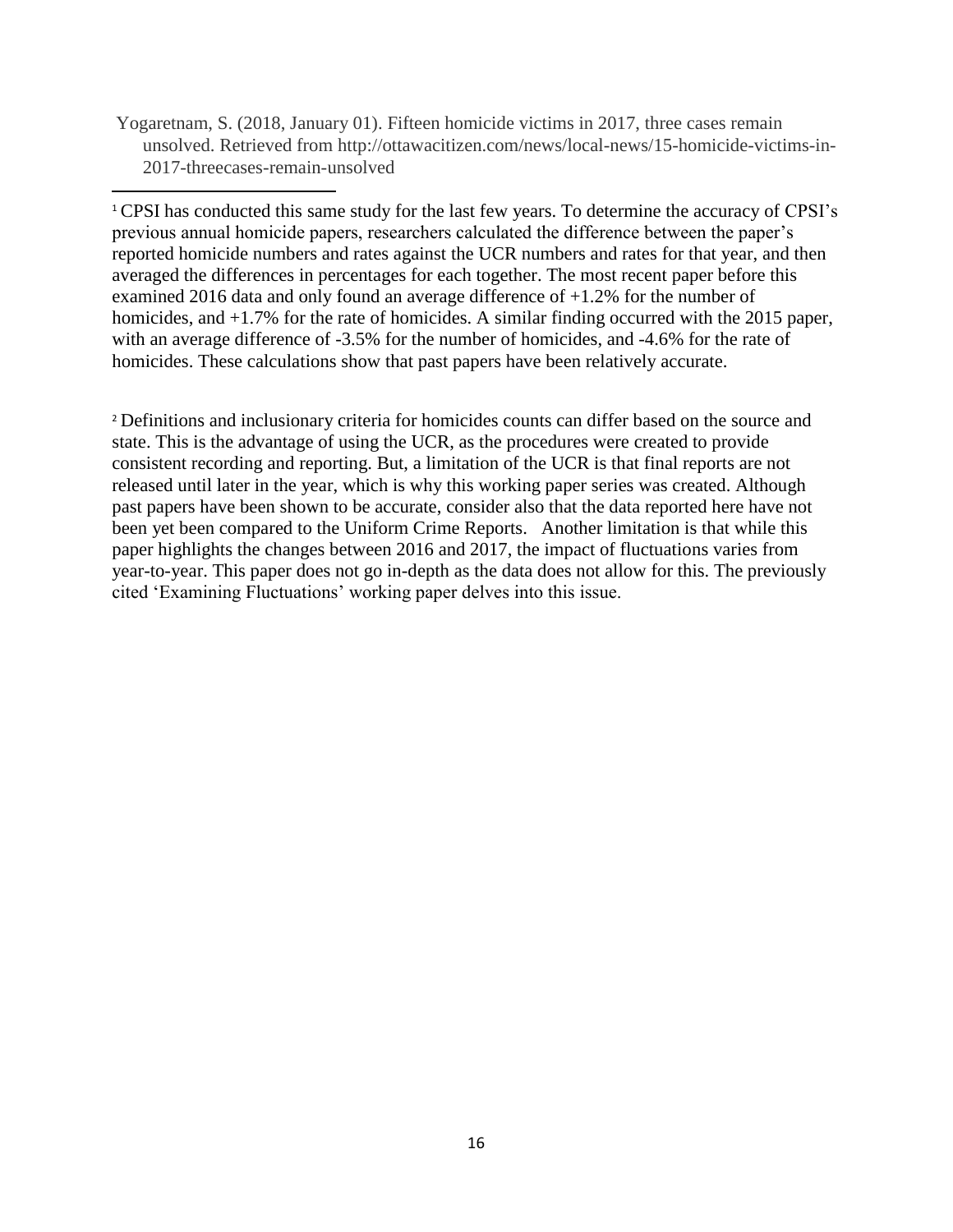Yogaretnam, S. (2018, January 01). Fifteen homicide victims in 2017, three cases remain unsolved. Retrieved from http://ottawacitizen.com/news/local-news/15-homicide-victims-in-2017-threecases-remain-unsolved

---

[1] CPSI has conducted this same study for the last few years. To determine the accuracy of CPSI's previous annual homicide papers, researchers calculated the difference between the paper's reported homicide numbers and rates against the UCR numbers and rates for that year, and then averaged the differences in percentages for each together. The most recent paper before this examined 2016 data and only found an average difference of +1.2% for the number of homicides, and +1.7% for the rate of homicides. A similar finding occurred with the 2015 paper, with an average difference of -3.5% for the number of homicides, and -4.6% for the rate of homicides. These calculations show that past papers have been relatively accurate.

[2] Definitions and inclusionary criteria for homicides counts can differ based on the source and state. This is the advantage of using the UCR, as the procedures were created to provide consistent recording and reporting. But, a limitation of the UCR is that final reports are not released until later in the year, which is why this working paper series was created. Although past papers have been shown to be accurate, consider also that the data reported here have not been yet been compared to the Uniform Crime Reports. Another limitation is that while this paper highlights the changes between 2016 and 2017, the impact of fluctuations varies from year-to-year. This paper does not go in-depth as the data does not allow for this. The previously cited 'Examining Fluctuations' working paper delves into this issue.